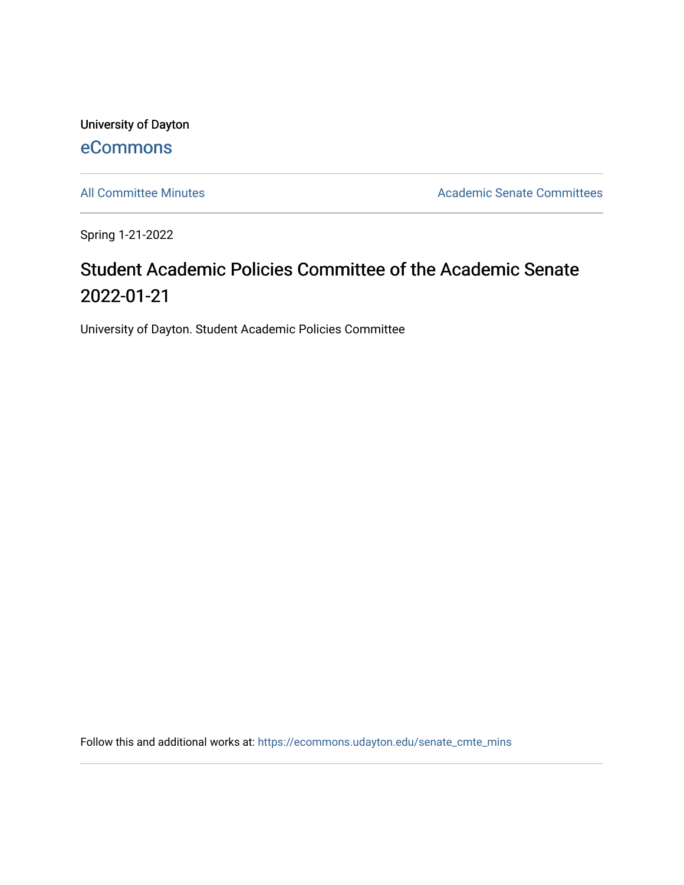University of Dayton

eCommons

All Committee Minutes

Academic Senate Committees

Spring 1-21-2022

# Student Academic Policies Committee of the Academic Senate 2022-01-21

University of Dayton. Student Academic Policies Committee

Follow this and additional works at: https://ecommons.udayton.edu/senate_cmte_mins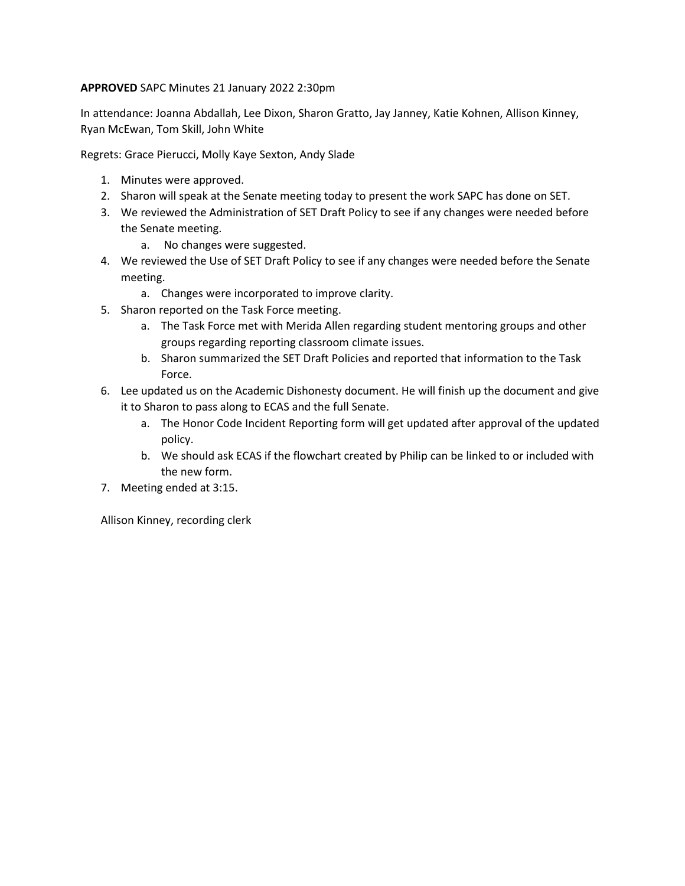**APPROVED** SAPC Minutes 21 January 2022 2:30pm

In attendance: Joanna Abdallah, Lee Dixon, Sharon Gratto, Jay Janney, Katie Kohnen, Allison Kinney, Ryan McEwan, Tom Skill, John White

Regrets: Grace Pierucci, Molly Kaye Sexton, Andy Slade

1. Minutes were approved.
2. Sharon will speak at the Senate meeting today to present the work SAPC has done on SET.
3. We reviewed the Administration of SET Draft Policy to see if any changes were needed before the Senate meeting.
   a. No changes were suggested.
4. We reviewed the Use of SET Draft Policy to see if any changes were needed before the Senate meeting.
   a. Changes were incorporated to improve clarity.
5. Sharon reported on the Task Force meeting.
   a. The Task Force met with Merida Allen regarding student mentoring groups and other groups regarding reporting classroom climate issues.
   b. Sharon summarized the SET Draft Policies and reported that information to the Task Force.
6. Lee updated us on the Academic Dishonesty document. He will finish up the document and give it to Sharon to pass along to ECAS and the full Senate.
   a. The Honor Code Incident Reporting form will get updated after approval of the updated policy.
   b. We should ask ECAS if the flowchart created by Philip can be linked to or included with the new form.
7. Meeting ended at 3:15.

Allison Kinney, recording clerk